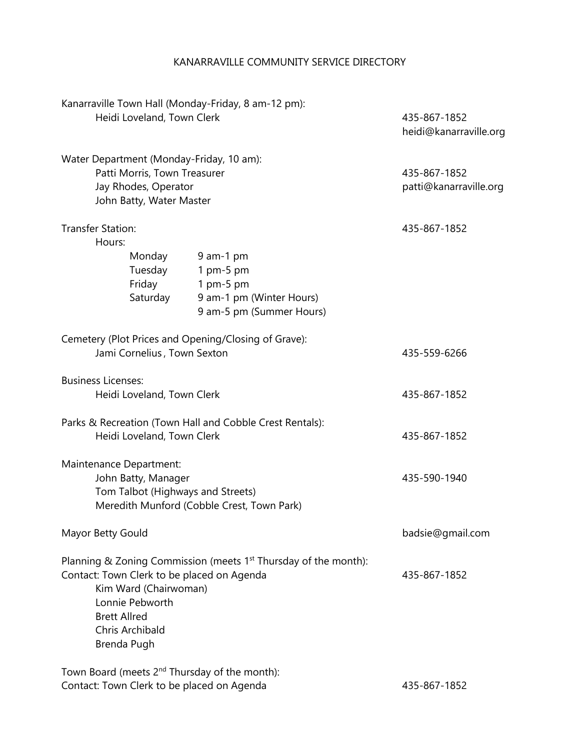# KANARRAVILLE COMMUNITY SERVICE DIRECTORY

**Kanarraville Town Hall (Monday-Friday, 8 am-12 pm):**
- Heidi Loveland, Town Clerk — 435-867-1852, heidi@kanarraville.org

**Water Department (Monday-Friday, 10 am):**
- Patti Morris, Town Treasurer — 435-867-1852, patti@kanarraville.org
- Jay Rhodes, Operator
- John Batty, Water Master

**Transfer Station:** 435-867-1852

Hours:

| Day | Hours |
|---|---|
| Monday | 9 am-1 pm |
| Tuesday | 1 pm-5 pm |
| Friday | 1 pm-5 pm |
| Saturday | 9 am-1 pm (Winter Hours) |
| | 9 am-5 pm (Summer Hours) |

**Cemetery (Plot Prices and Opening/Closing of Grave):**
- Jami Cornelius , Town Sexton — 435-559-6266

**Business Licenses:**
- Heidi Loveland, Town Clerk — 435-867-1852

**Parks & Recreation (Town Hall and Cobble Crest Rentals):**
- Heidi Loveland, Town Clerk — 435-867-1852

**Maintenance Department:**
- John Batty, Manager — 435-590-1940
- Tom Talbot (Highways and Streets)
- Meredith Munford (Cobble Crest, Town Park)

**Mayor Betty Gould** — badsie@gmail.com

**Planning & Zoning Commission (meets 1st Thursday of the month):**

Contact: Town Clerk to be placed on Agenda — 435-867-1852
- Kim Ward (Chairwoman)
- Lonnie Pebworth
- Brett Allred
- Chris Archibald
- Brenda Pugh

**Town Board (meets 2nd Thursday of the month):**

Contact: Town Clerk to be placed on Agenda — 435-867-1852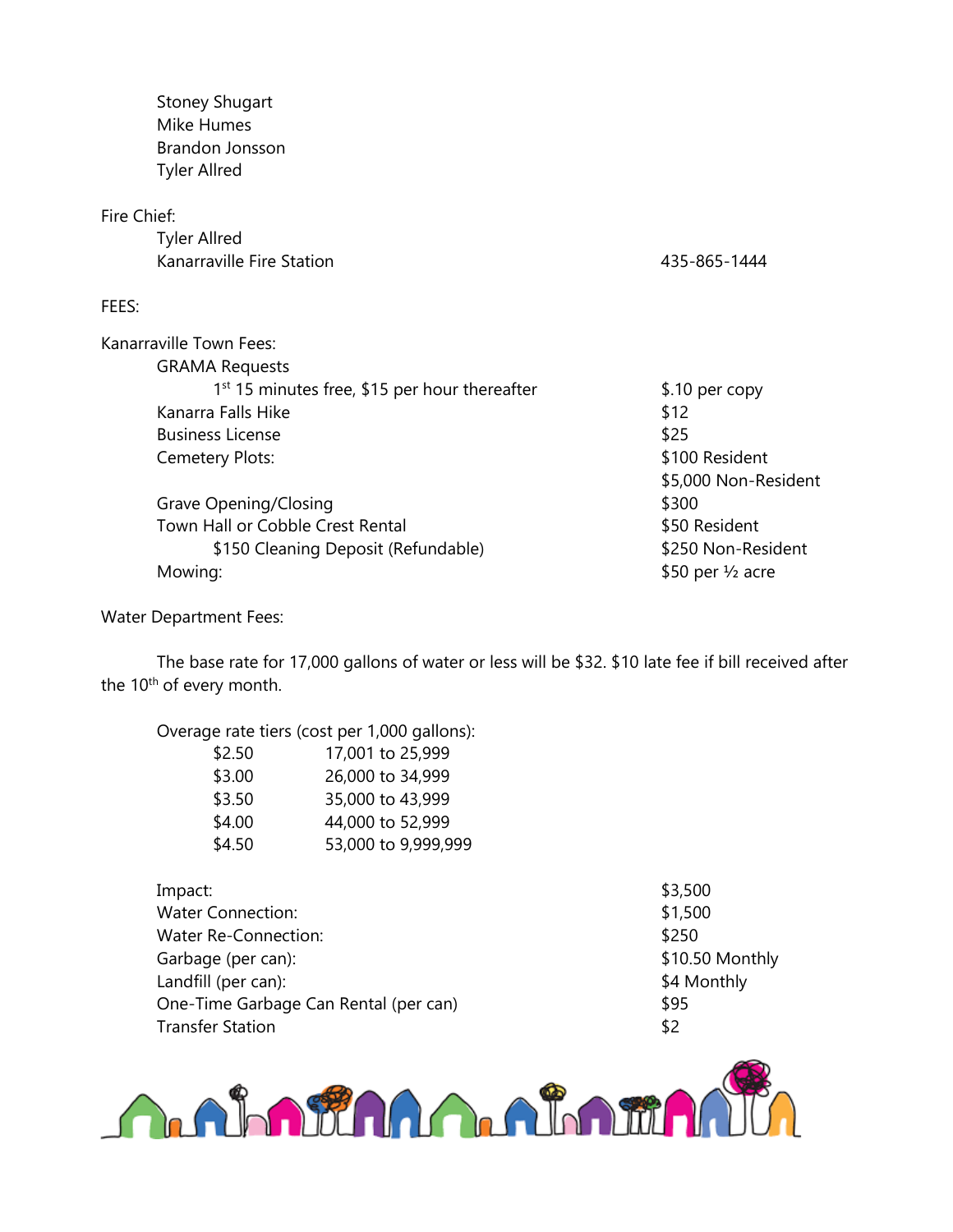Stoney Shugart
Mike Humes
Brandon Jonsson
Tyler Allred

Fire Chief:

Tyler Allred
Kanarraville Fire Station 435-865-1444

FEES:

Kanarraville Town Fees:

| | |
|---|---|
| GRAMA Requests | |
| 1st 15 minutes free, $15 per hour thereafter | $.10 per copy |
| Kanarra Falls Hike | $12 |
| Business License | $25 |
| Cemetery Plots: | $100 Resident |
| | $5,000 Non-Resident |
| Grave Opening/Closing | $300 |
| Town Hall or Cobble Crest Rental | $50 Resident |
| $150 Cleaning Deposit (Refundable) | $250 Non-Resident |
| Mowing: | $50 per ½ acre |

Water Department Fees:

The base rate for 17,000 gallons of water or less will be $32. $10 late fee if bill received after the 10th of every month.

Overage rate tiers (cost per 1,000 gallons):

| | |
|---|---|
| $2.50 | 17,001 to 25,999 |
| $3.00 | 26,000 to 34,999 |
| $3.50 | 35,000 to 43,999 |
| $4.00 | 44,000 to 52,999 |
| $4.50 | 53,000 to 9,999,999 |

| | |
|---|---|
| Impact: | $3,500 |
| Water Connection: | $1,500 |
| Water Re-Connection: | $250 |
| Garbage (per can): | $10.50 Monthly |
| Landfill (per can): | $4 Monthly |
| One-Time Garbage Can Rental (per can) | $95 |
| Transfer Station | $2 |